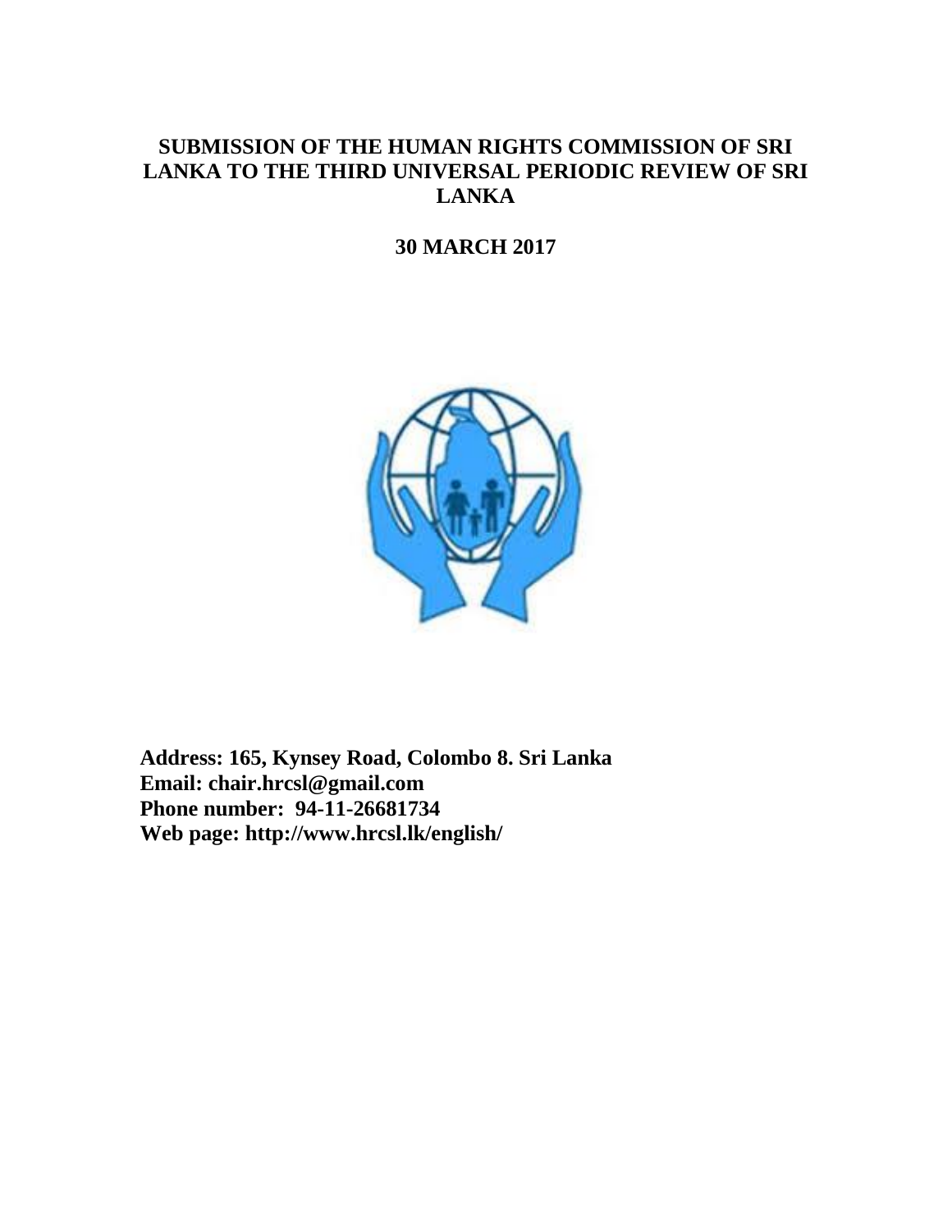# SUBMISSION OF THE HUMAN RIGHTS COMMISSION OF SRI LANKA TO THE THIRD UNIVERSAL PERIODIC REVIEW OF SRI LANKA

**30 MARCH 2017**

**Address: 165, Kynsey Road, Colombo 8. Sri Lanka**
**Email: chair.hrcsl@gmail.com**
**Phone number: 94-11-26681734**
**Web page: http://www.hrcsl.lk/english/**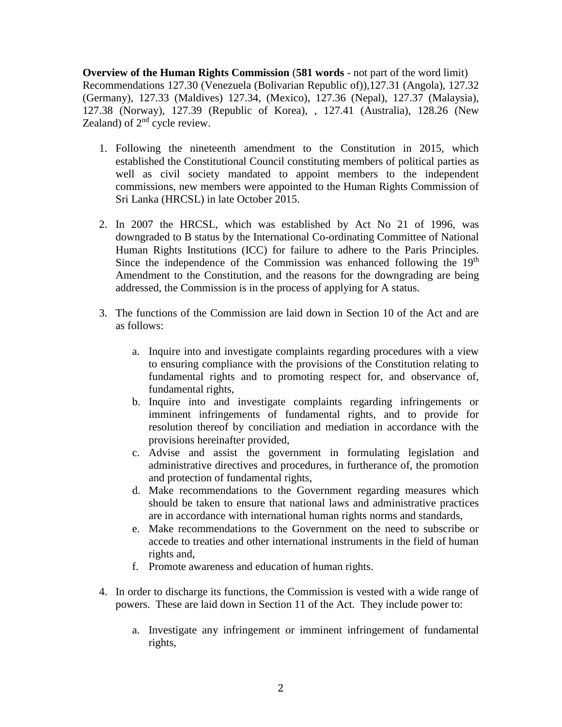**Overview of the Human Rights Commission** (**581 words** - not part of the word limit) Recommendations 127.30 (Venezuela (Bolivarian Republic of)),127.31 (Angola), 127.32 (Germany), 127.33 (Maldives) 127.34, (Mexico), 127.36 (Nepal), 127.37 (Malaysia), 127.38 (Norway), 127.39 (Republic of Korea), , 127.41 (Australia), 128.26 (New Zealand) of 2nd cycle review.

1. Following the nineteenth amendment to the Constitution in 2015, which established the Constitutional Council constituting members of political parties as well as civil society mandated to appoint members to the independent commissions, new members were appointed to the Human Rights Commission of Sri Lanka (HRCSL) in late October 2015.

2. In 2007 the HRCSL, which was established by Act No 21 of 1996, was downgraded to B status by the International Co-ordinating Committee of National Human Rights Institutions (ICC) for failure to adhere to the Paris Principles. Since the independence of the Commission was enhanced following the 19th Amendment to the Constitution, and the reasons for the downgrading are being addressed, the Commission is in the process of applying for A status.

3. The functions of the Commission are laid down in Section 10 of the Act and are as follows:

    a. Inquire into and investigate complaints regarding procedures with a view to ensuring compliance with the provisions of the Constitution relating to fundamental rights and to promoting respect for, and observance of, fundamental rights,
    b. Inquire into and investigate complaints regarding infringements or imminent infringements of fundamental rights, and to provide for resolution thereof by conciliation and mediation in accordance with the provisions hereinafter provided,
    c. Advise and assist the government in formulating legislation and administrative directives and procedures, in furtherance of, the promotion and protection of fundamental rights,
    d. Make recommendations to the Government regarding measures which should be taken to ensure that national laws and administrative practices are in accordance with international human rights norms and standards,
    e. Make recommendations to the Government on the need to subscribe or accede to treaties and other international instruments in the field of human rights and,
    f. Promote awareness and education of human rights.

4. In order to discharge its functions, the Commission is vested with a wide range of powers. These are laid down in Section 11 of the Act. They include power to:

    a. Investigate any infringement or imminent infringement of fundamental rights,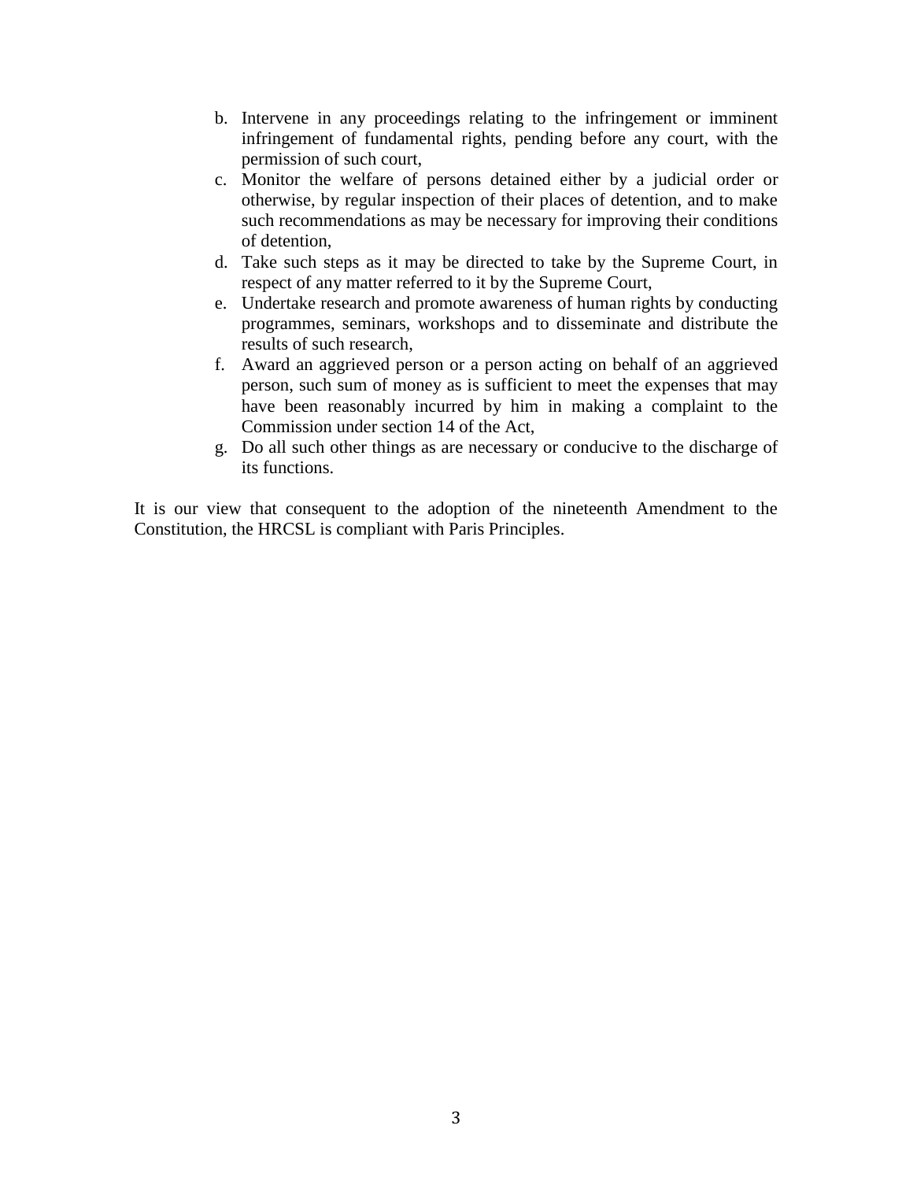b. Intervene in any proceedings relating to the infringement or imminent infringement of fundamental rights, pending before any court, with the permission of such court,
c. Monitor the welfare of persons detained either by a judicial order or otherwise, by regular inspection of their places of detention, and to make such recommendations as may be necessary for improving their conditions of detention,
d. Take such steps as it may be directed to take by the Supreme Court, in respect of any matter referred to it by the Supreme Court,
e. Undertake research and promote awareness of human rights by conducting programmes, seminars, workshops and to disseminate and distribute the results of such research,
f. Award an aggrieved person or a person acting on behalf of an aggrieved person, such sum of money as is sufficient to meet the expenses that may have been reasonably incurred by him in making a complaint to the Commission under section 14 of the Act,
g. Do all such other things as are necessary or conducive to the discharge of its functions.

It is our view that consequent to the adoption of the nineteenth Amendment to the Constitution, the HRCSL is compliant with Paris Principles.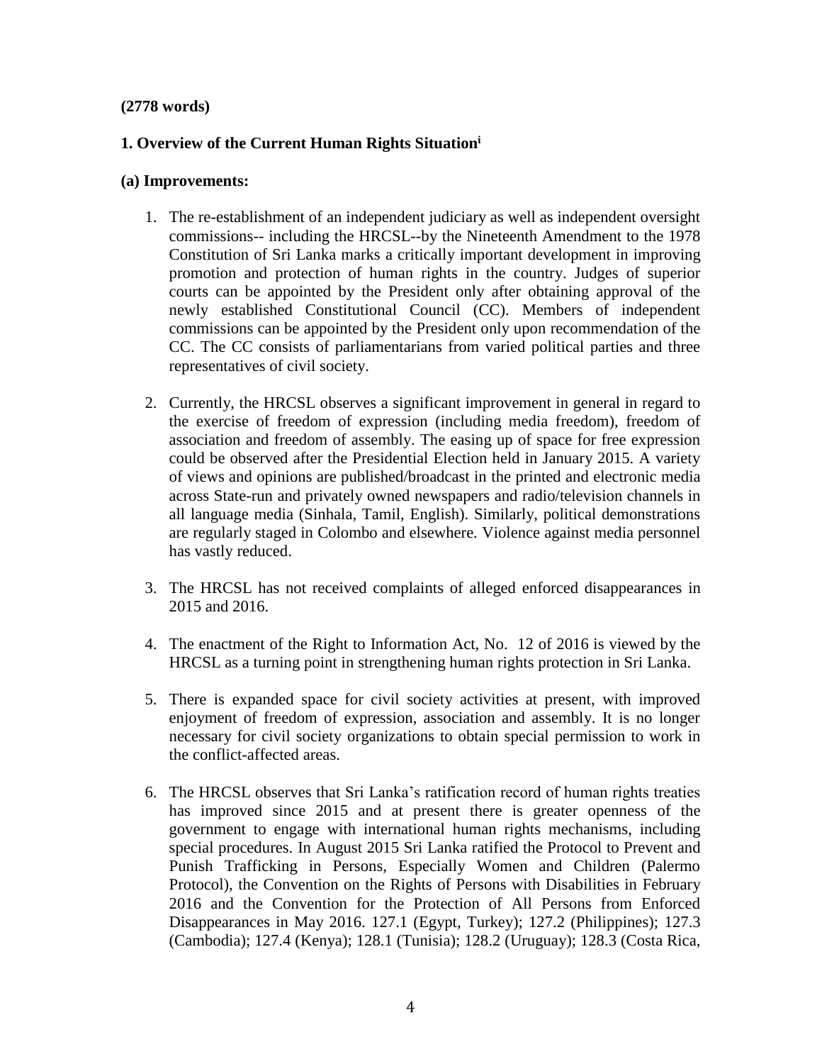**(2778 words)**

## 1. Overview of the Current Human Rights Situation[i]

### (a) Improvements:

1. The re-establishment of an independent judiciary as well as independent oversight commissions-- including the HRCSL--by the Nineteenth Amendment to the 1978 Constitution of Sri Lanka marks a critically important development in improving promotion and protection of human rights in the country. Judges of superior courts can be appointed by the President only after obtaining approval of the newly established Constitutional Council (CC). Members of independent commissions can be appointed by the President only upon recommendation of the CC. The CC consists of parliamentarians from varied political parties and three representatives of civil society.

2. Currently, the HRCSL observes a significant improvement in general in regard to the exercise of freedom of expression (including media freedom), freedom of association and freedom of assembly. The easing up of space for free expression could be observed after the Presidential Election held in January 2015. A variety of views and opinions are published/broadcast in the printed and electronic media across State-run and privately owned newspapers and radio/television channels in all language media (Sinhala, Tamil, English). Similarly, political demonstrations are regularly staged in Colombo and elsewhere. Violence against media personnel has vastly reduced.

3. The HRCSL has not received complaints of alleged enforced disappearances in 2015 and 2016.

4. The enactment of the Right to Information Act, No. 12 of 2016 is viewed by the HRCSL as a turning point in strengthening human rights protection in Sri Lanka.

5. There is expanded space for civil society activities at present, with improved enjoyment of freedom of expression, association and assembly. It is no longer necessary for civil society organizations to obtain special permission to work in the conflict-affected areas.

6. The HRCSL observes that Sri Lanka's ratification record of human rights treaties has improved since 2015 and at present there is greater openness of the government to engage with international human rights mechanisms, including special procedures. In August 2015 Sri Lanka ratified the Protocol to Prevent and Punish Trafficking in Persons, Especially Women and Children (Palermo Protocol), the Convention on the Rights of Persons with Disabilities in February 2016 and the Convention for the Protection of All Persons from Enforced Disappearances in May 2016. 127.1 (Egypt, Turkey); 127.2 (Philippines); 127.3 (Cambodia); 127.4 (Kenya); 128.1 (Tunisia); 128.2 (Uruguay); 128.3 (Costa Rica,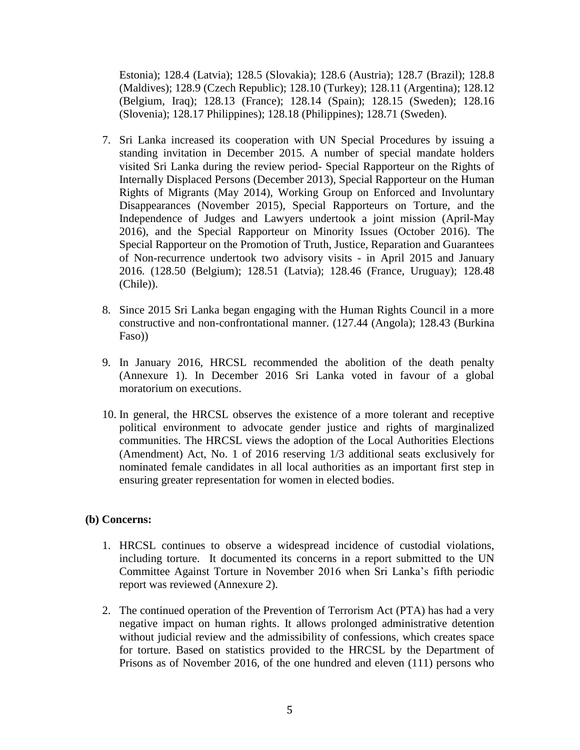Estonia); 128.4 (Latvia); 128.5 (Slovakia); 128.6 (Austria); 128.7 (Brazil); 128.8 (Maldives); 128.9 (Czech Republic); 128.10 (Turkey); 128.11 (Argentina); 128.12 (Belgium, Iraq); 128.13 (France); 128.14 (Spain); 128.15 (Sweden); 128.16 (Slovenia); 128.17 Philippines); 128.18 (Philippines); 128.71 (Sweden).

7. Sri Lanka increased its cooperation with UN Special Procedures by issuing a standing invitation in December 2015. A number of special mandate holders visited Sri Lanka during the review period- Special Rapporteur on the Rights of Internally Displaced Persons (December 2013), Special Rapporteur on the Human Rights of Migrants (May 2014), Working Group on Enforced and Involuntary Disappearances (November 2015), Special Rapporteurs on Torture, and the Independence of Judges and Lawyers undertook a joint mission (April-May 2016), and the Special Rapporteur on Minority Issues (October 2016). The Special Rapporteur on the Promotion of Truth, Justice, Reparation and Guarantees of Non-recurrence undertook two advisory visits - in April 2015 and January 2016. (128.50 (Belgium); 128.51 (Latvia); 128.46 (France, Uruguay); 128.48 (Chile)).

8. Since 2015 Sri Lanka began engaging with the Human Rights Council in a more constructive and non-confrontational manner. (127.44 (Angola); 128.43 (Burkina Faso))

9. In January 2016, HRCSL recommended the abolition of the death penalty (Annexure 1). In December 2016 Sri Lanka voted in favour of a global moratorium on executions.

10. In general, the HRCSL observes the existence of a more tolerant and receptive political environment to advocate gender justice and rights of marginalized communities. The HRCSL views the adoption of the Local Authorities Elections (Amendment) Act, No. 1 of 2016 reserving 1/3 additional seats exclusively for nominated female candidates in all local authorities as an important first step in ensuring greater representation for women in elected bodies.

**(b) Concerns:**

1. HRCSL continues to observe a widespread incidence of custodial violations, including torture. It documented its concerns in a report submitted to the UN Committee Against Torture in November 2016 when Sri Lanka's fifth periodic report was reviewed (Annexure 2).

2. The continued operation of the Prevention of Terrorism Act (PTA) has had a very negative impact on human rights. It allows prolonged administrative detention without judicial review and the admissibility of confessions, which creates space for torture. Based on statistics provided to the HRCSL by the Department of Prisons as of November 2016, of the one hundred and eleven (111) persons who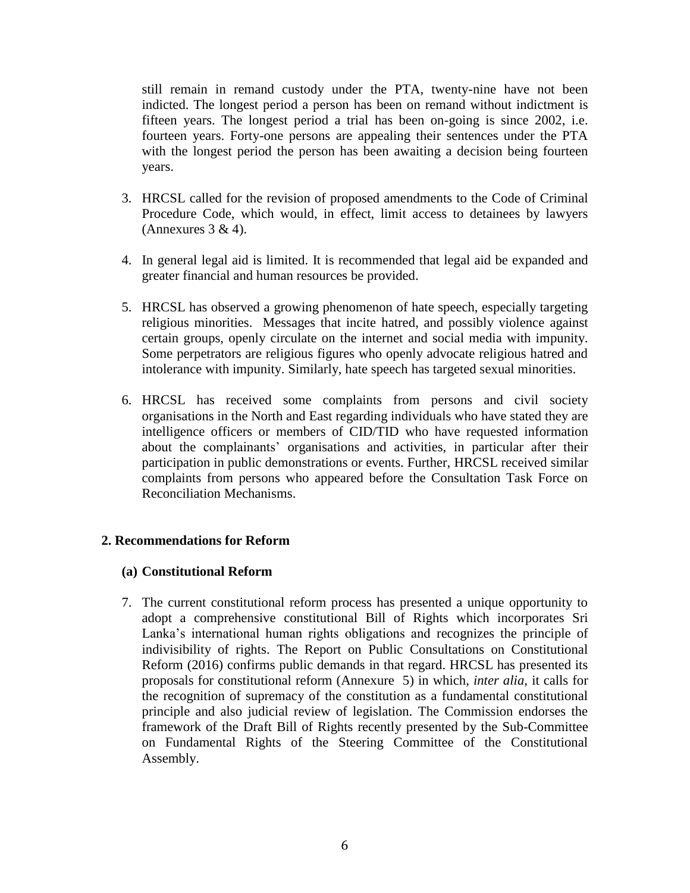still remain in remand custody under the PTA, twenty-nine have not been indicted. The longest period a person has been on remand without indictment is fifteen years. The longest period a trial has been on-going is since 2002, i.e. fourteen years. Forty-one persons are appealing their sentences under the PTA with the longest period the person has been awaiting a decision being fourteen years.

3. HRCSL called for the revision of proposed amendments to the Code of Criminal Procedure Code, which would, in effect, limit access to detainees by lawyers (Annexures 3 & 4).

4. In general legal aid is limited. It is recommended that legal aid be expanded and greater financial and human resources be provided.

5. HRCSL has observed a growing phenomenon of hate speech, especially targeting religious minorities. Messages that incite hatred, and possibly violence against certain groups, openly circulate on the internet and social media with impunity. Some perpetrators are religious figures who openly advocate religious hatred and intolerance with impunity. Similarly, hate speech has targeted sexual minorities.

6. HRCSL has received some complaints from persons and civil society organisations in the North and East regarding individuals who have stated they are intelligence officers or members of CID/TID who have requested information about the complainants' organisations and activities, in particular after their participation in public demonstrations or events. Further, HRCSL received similar complaints from persons who appeared before the Consultation Task Force on Reconciliation Mechanisms.

## 2. Recommendations for Reform

### (a) Constitutional Reform

7. The current constitutional reform process has presented a unique opportunity to adopt a comprehensive constitutional Bill of Rights which incorporates Sri Lanka's international human rights obligations and recognizes the principle of indivisibility of rights. The Report on Public Consultations on Constitutional Reform (2016) confirms public demands in that regard. HRCSL has presented its proposals for constitutional reform (Annexure 5) in which, *inter alia*, it calls for the recognition of supremacy of the constitution as a fundamental constitutional principle and also judicial review of legislation. The Commission endorses the framework of the Draft Bill of Rights recently presented by the Sub-Committee on Fundamental Rights of the Steering Committee of the Constitutional Assembly.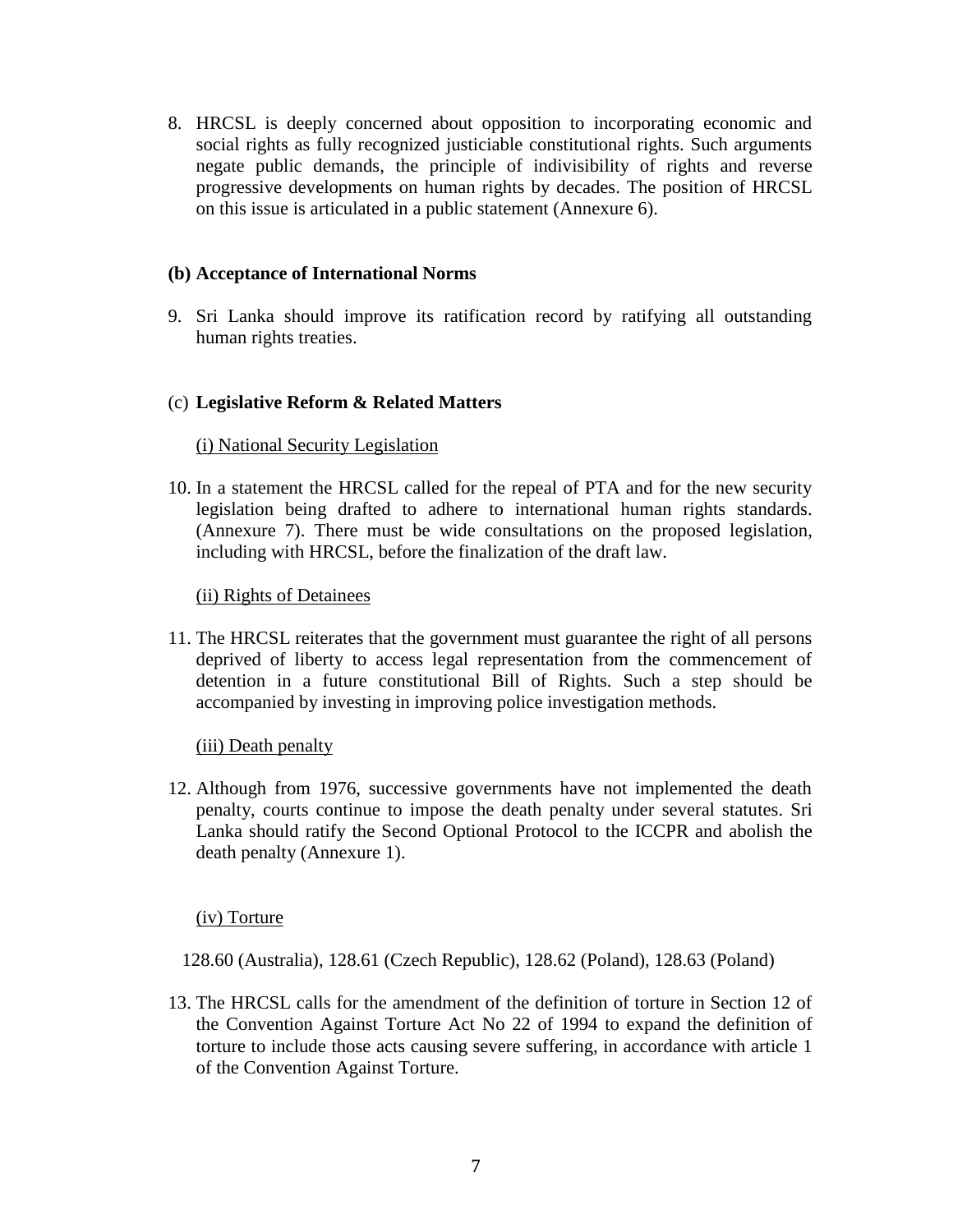8. HRCSL is deeply concerned about opposition to incorporating economic and social rights as fully recognized justiciable constitutional rights. Such arguments negate public demands, the principle of indivisibility of rights and reverse progressive developments on human rights by decades. The position of HRCSL on this issue is articulated in a public statement (Annexure 6).

### (b) Acceptance of International Norms

9. Sri Lanka should improve its ratification record by ratifying all outstanding human rights treaties.

### (c) **Legislative Reform & Related Matters**

(i) National Security Legislation

10. In a statement the HRCSL called for the repeal of PTA and for the new security legislation being drafted to adhere to international human rights standards. (Annexure 7). There must be wide consultations on the proposed legislation, including with HRCSL, before the finalization of the draft law.

(ii) Rights of Detainees

11. The HRCSL reiterates that the government must guarantee the right of all persons deprived of liberty to access legal representation from the commencement of detention in a future constitutional Bill of Rights. Such a step should be accompanied by investing in improving police investigation methods.

(iii) Death penalty

12. Although from 1976, successive governments have not implemented the death penalty, courts continue to impose the death penalty under several statutes. Sri Lanka should ratify the Second Optional Protocol to the ICCPR and abolish the death penalty (Annexure 1).

(iv) Torture

128.60 (Australia), 128.61 (Czech Republic), 128.62 (Poland), 128.63 (Poland)

13. The HRCSL calls for the amendment of the definition of torture in Section 12 of the Convention Against Torture Act No 22 of 1994 to expand the definition of torture to include those acts causing severe suffering, in accordance with article 1 of the Convention Against Torture.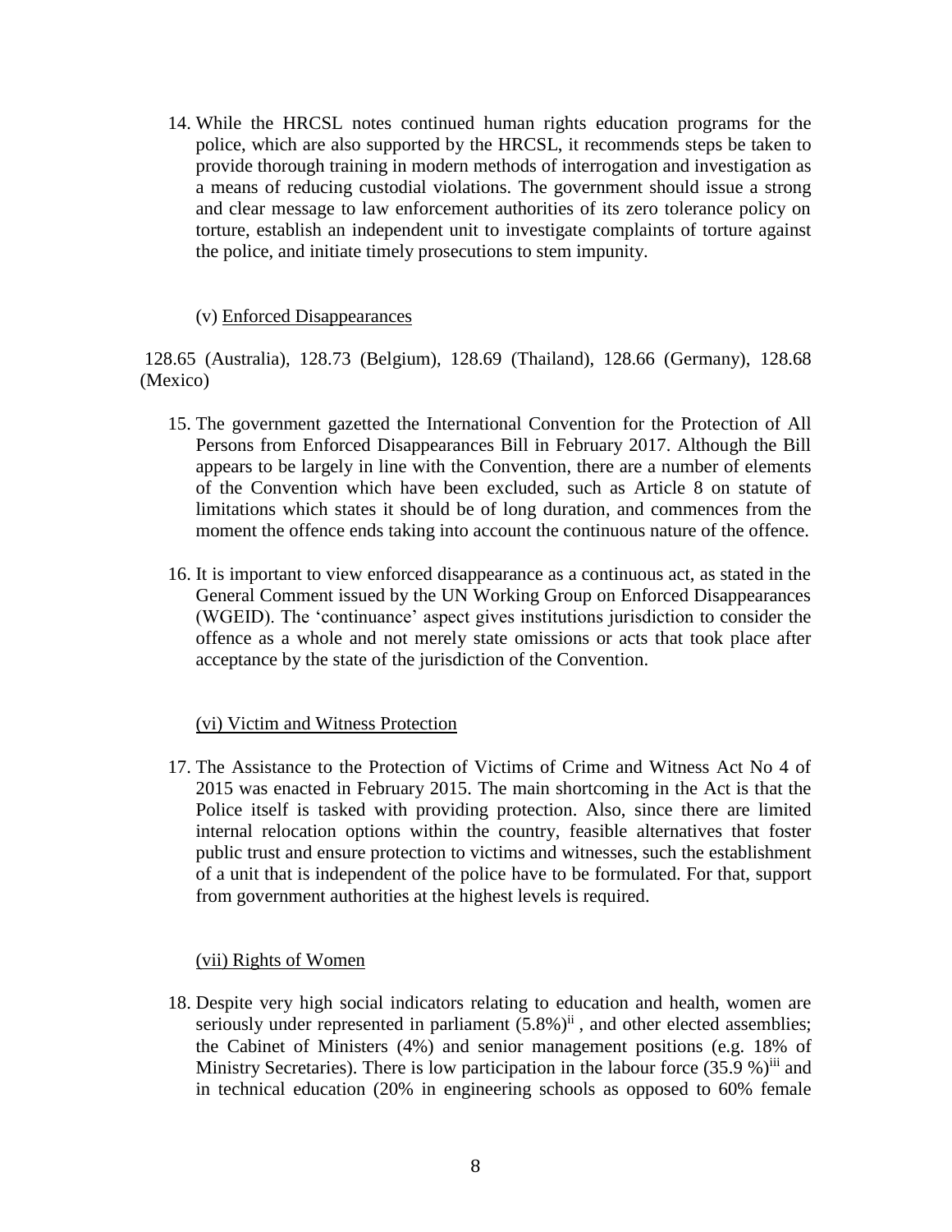14. While the HRCSL notes continued human rights education programs for the police, which are also supported by the HRCSL, it recommends steps be taken to provide thorough training in modern methods of interrogation and investigation as a means of reducing custodial violations. The government should issue a strong and clear message to law enforcement authorities of its zero tolerance policy on torture, establish an independent unit to investigate complaints of torture against the police, and initiate timely prosecutions to stem impunity.

(v) Enforced Disappearances

128.65 (Australia), 128.73 (Belgium), 128.69 (Thailand), 128.66 (Germany), 128.68 (Mexico)

15. The government gazetted the International Convention for the Protection of All Persons from Enforced Disappearances Bill in February 2017. Although the Bill appears to be largely in line with the Convention, there are a number of elements of the Convention which have been excluded, such as Article 8 on statute of limitations which states it should be of long duration, and commences from the moment the offence ends taking into account the continuous nature of the offence.

16. It is important to view enforced disappearance as a continuous act, as stated in the General Comment issued by the UN Working Group on Enforced Disappearances (WGEID). The 'continuance' aspect gives institutions jurisdiction to consider the offence as a whole and not merely state omissions or acts that took place after acceptance by the state of the jurisdiction of the Convention.

(vi) Victim and Witness Protection

17. The Assistance to the Protection of Victims of Crime and Witness Act No 4 of 2015 was enacted in February 2015. The main shortcoming in the Act is that the Police itself is tasked with providing protection. Also, since there are limited internal relocation options within the country, feasible alternatives that foster public trust and ensure protection to victims and witnesses, such the establishment of a unit that is independent of the police have to be formulated. For that, support from government authorities at the highest levels is required.

(vii) Rights of Women

18. Despite very high social indicators relating to education and health, women are seriously under represented in parliament (5.8%)[ii] , and other elected assemblies; the Cabinet of Ministers (4%) and senior management positions (e.g. 18% of Ministry Secretaries). There is low participation in the labour force (35.9 %)[iii] and in technical education (20% in engineering schools as opposed to 60% female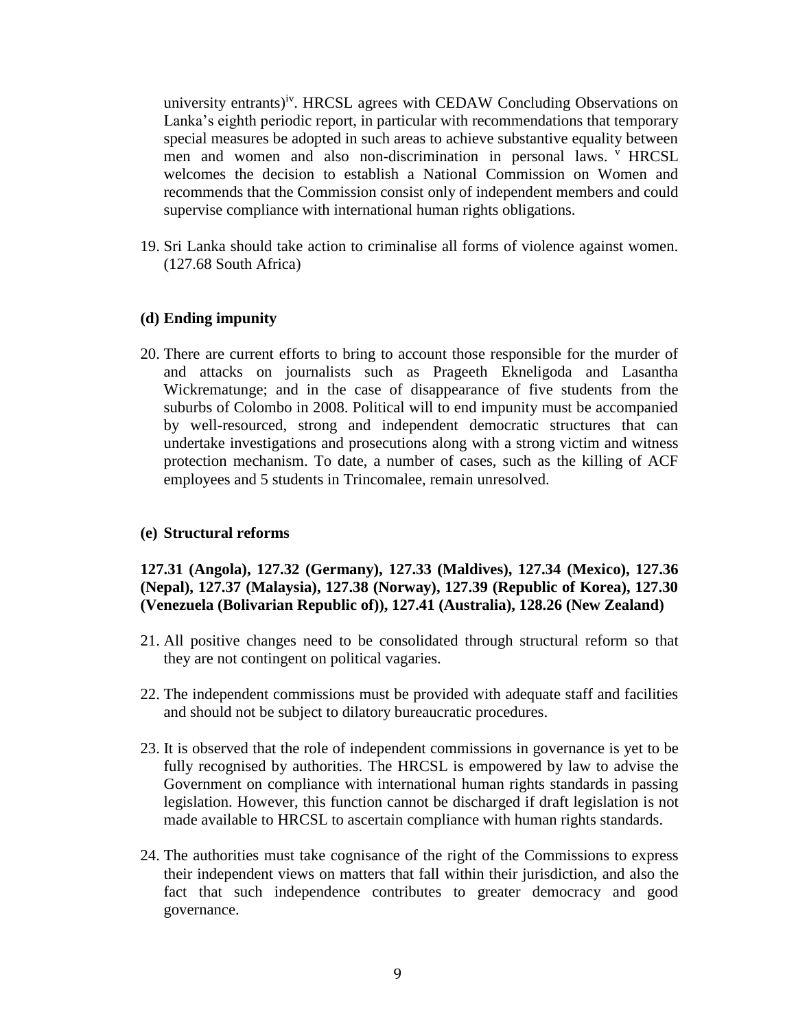university entrants)[iv]. HRCSL agrees with CEDAW Concluding Observations on Lanka's eighth periodic report, in particular with recommendations that temporary special measures be adopted in such areas to achieve substantive equality between men and women and also non-discrimination in personal laws. [v] HRCSL welcomes the decision to establish a National Commission on Women and recommends that the Commission consist only of independent members and could supervise compliance with international human rights obligations.

19. Sri Lanka should take action to criminalise all forms of violence against women. (127.68 South Africa)

### (d) Ending impunity

20. There are current efforts to bring to account those responsible for the murder of and attacks on journalists such as Prageeth Ekneligoda and Lasantha Wickrematunge; and in the case of disappearance of five students from the suburbs of Colombo in 2008. Political will to end impunity must be accompanied by well-resourced, strong and independent democratic structures that can undertake investigations and prosecutions along with a strong victim and witness protection mechanism. To date, a number of cases, such as the killing of ACF employees and 5 students in Trincomalee, remain unresolved.

### (e) Structural reforms

**127.31 (Angola), 127.32 (Germany), 127.33 (Maldives), 127.34 (Mexico), 127.36 (Nepal), 127.37 (Malaysia), 127.38 (Norway), 127.39 (Republic of Korea), 127.30 (Venezuela (Bolivarian Republic of)), 127.41 (Australia), 128.26 (New Zealand)**

21. All positive changes need to be consolidated through structural reform so that they are not contingent on political vagaries.

22. The independent commissions must be provided with adequate staff and facilities and should not be subject to dilatory bureaucratic procedures.

23. It is observed that the role of independent commissions in governance is yet to be fully recognised by authorities. The HRCSL is empowered by law to advise the Government on compliance with international human rights standards in passing legislation. However, this function cannot be discharged if draft legislation is not made available to HRCSL to ascertain compliance with human rights standards.

24. The authorities must take cognisance of the right of the Commissions to express their independent views on matters that fall within their jurisdiction, and also the fact that such independence contributes to greater democracy and good governance.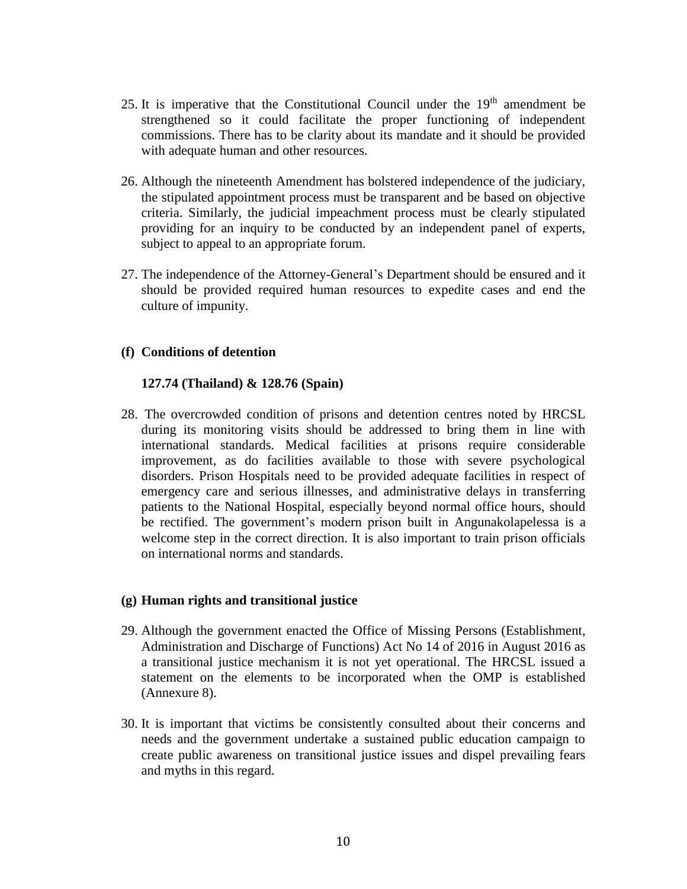25. It is imperative that the Constitutional Council under the 19th amendment be strengthened so it could facilitate the proper functioning of independent commissions. There has to be clarity about its mandate and it should be provided with adequate human and other resources.

26. Although the nineteenth Amendment has bolstered independence of the judiciary, the stipulated appointment process must be transparent and be based on objective criteria. Similarly, the judicial impeachment process must be clearly stipulated providing for an inquiry to be conducted by an independent panel of experts, subject to appeal to an appropriate forum.

27. The independence of the Attorney-General's Department should be ensured and it should be provided required human resources to expedite cases and end the culture of impunity.

**(f) Conditions of detention**

**127.74 (Thailand) & 128.76 (Spain)**

28. The overcrowded condition of prisons and detention centres noted by HRCSL during its monitoring visits should be addressed to bring them in line with international standards. Medical facilities at prisons require considerable improvement, as do facilities available to those with severe psychological disorders. Prison Hospitals need to be provided adequate facilities in respect of emergency care and serious illnesses, and administrative delays in transferring patients to the National Hospital, especially beyond normal office hours, should be rectified. The government's modern prison built in Angunakolapelessa is a welcome step in the correct direction. It is also important to train prison officials on international norms and standards.

**(g) Human rights and transitional justice**

29. Although the government enacted the Office of Missing Persons (Establishment, Administration and Discharge of Functions) Act No 14 of 2016 in August 2016 as a transitional justice mechanism it is not yet operational. The HRCSL issued a statement on the elements to be incorporated when the OMP is established (Annexure 8).

30. It is important that victims be consistently consulted about their concerns and needs and the government undertake a sustained public education campaign to create public awareness on transitional justice issues and dispel prevailing fears and myths in this regard.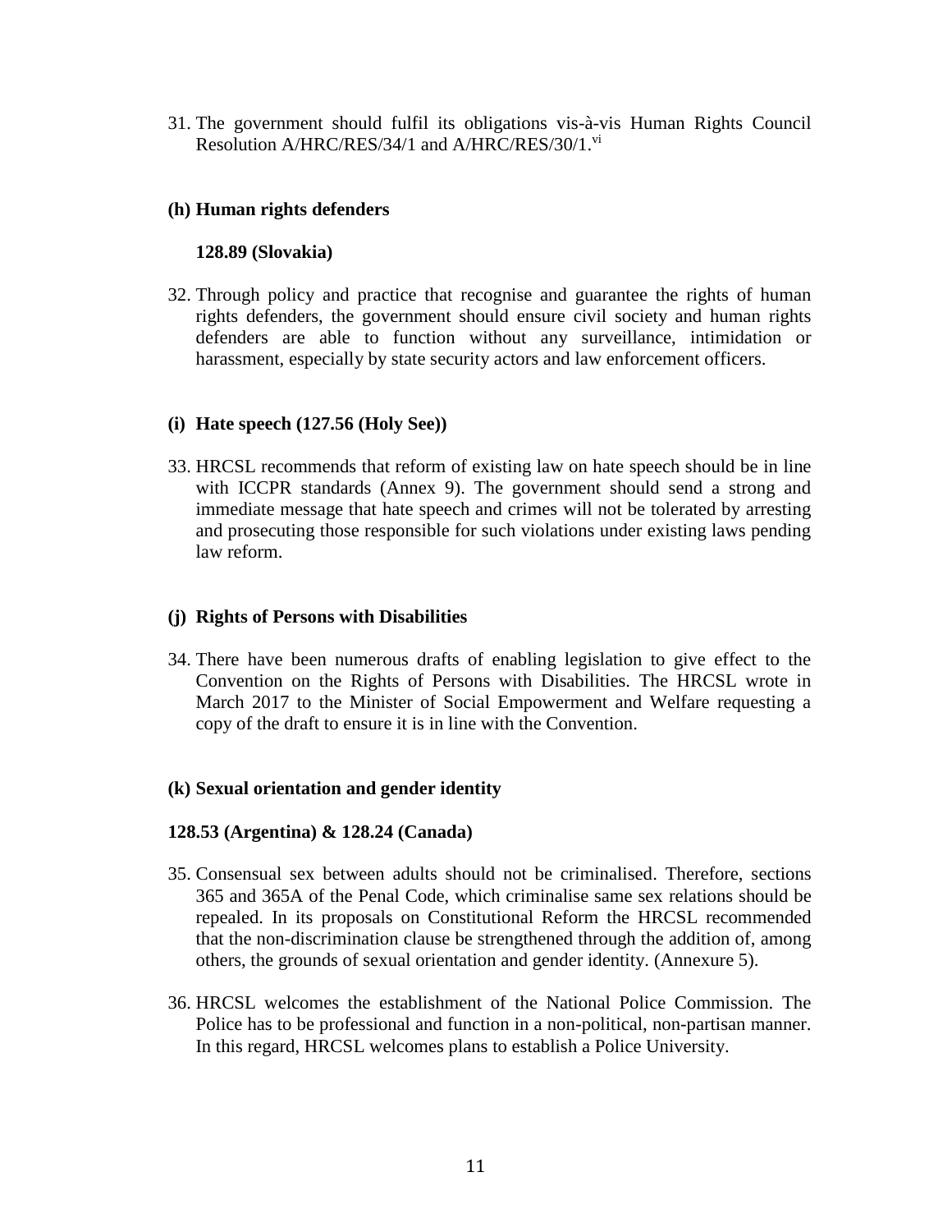31. The government should fulfil its obligations vis-à-vis Human Rights Council Resolution A/HRC/RES/34/1 and A/HRC/RES/30/1.[vi]

### (h) Human rights defenders

**128.89 (Slovakia)**

32. Through policy and practice that recognise and guarantee the rights of human rights defenders, the government should ensure civil society and human rights defenders are able to function without any surveillance, intimidation or harassment, especially by state security actors and law enforcement officers.

### (i) Hate speech (127.56 (Holy See))

33. HRCSL recommends that reform of existing law on hate speech should be in line with ICCPR standards (Annex 9). The government should send a strong and immediate message that hate speech and crimes will not be tolerated by arresting and prosecuting those responsible for such violations under existing laws pending law reform.

### (j) Rights of Persons with Disabilities

34. There have been numerous drafts of enabling legislation to give effect to the Convention on the Rights of Persons with Disabilities. The HRCSL wrote in March 2017 to the Minister of Social Empowerment and Welfare requesting a copy of the draft to ensure it is in line with the Convention.

### (k) Sexual orientation and gender identity

**128.53 (Argentina) & 128.24 (Canada)**

35. Consensual sex between adults should not be criminalised. Therefore, sections 365 and 365A of the Penal Code, which criminalise same sex relations should be repealed. In its proposals on Constitutional Reform the HRCSL recommended that the non-discrimination clause be strengthened through the addition of, among others, the grounds of sexual orientation and gender identity. (Annexure 5).

36. HRCSL welcomes the establishment of the National Police Commission. The Police has to be professional and function in a non-political, non-partisan manner. In this regard, HRCSL welcomes plans to establish a Police University.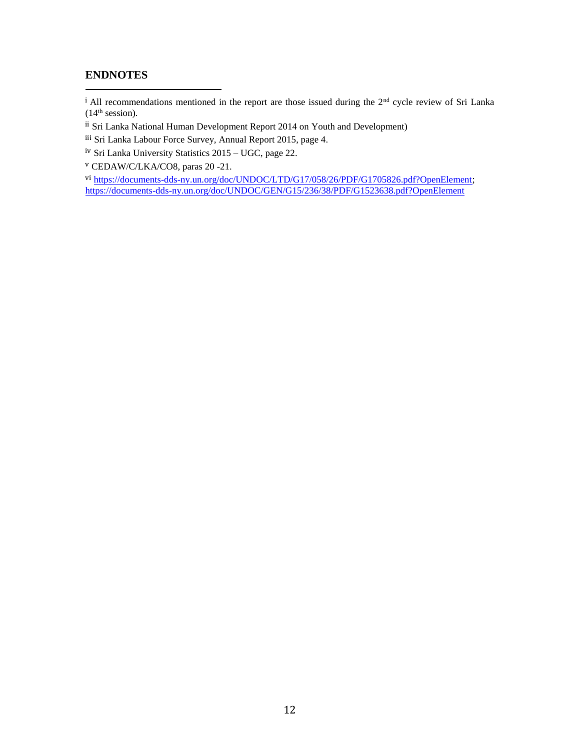## ENDNOTES

[i] All recommendations mentioned in the report are those issued during the 2nd cycle review of Sri Lanka (14th session).

[ii] Sri Lanka National Human Development Report 2014 on Youth and Development)

[iii] Sri Lanka Labour Force Survey, Annual Report 2015, page 4.

[iv] Sri Lanka University Statistics 2015 – UGC, page 22.

[v] CEDAW/C/LKA/CO8, paras 20 -21.

[vi] https://documents-dds-ny.un.org/doc/UNDOC/LTD/G17/058/26/PDF/G1705826.pdf?OpenElement; https://documents-dds-ny.un.org/doc/UNDOC/GEN/G15/236/38/PDF/G1523638.pdf?OpenElement